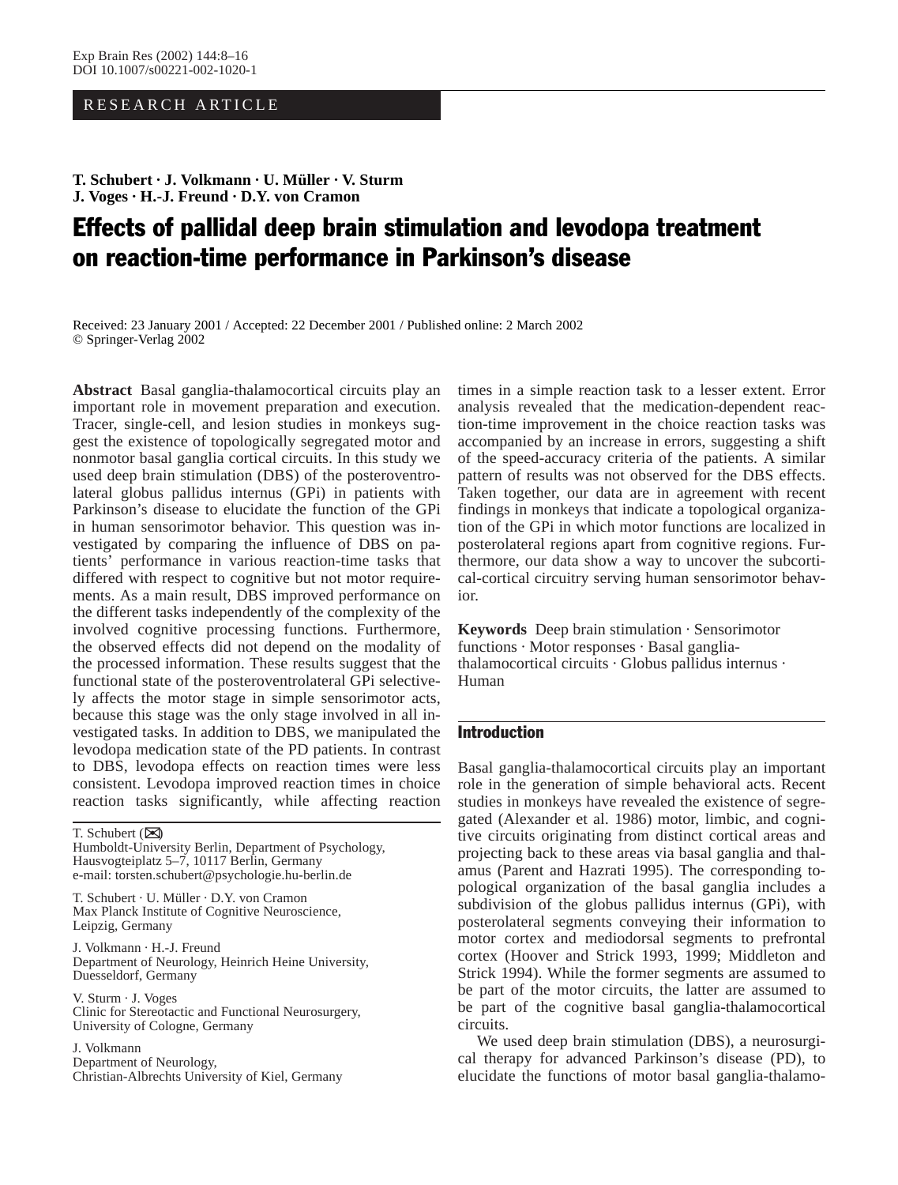RESEARCH ARTICLE

**T. Schubert · J. Volkmann · U. Müller · V. Sturm**
**J. Voges · H.-J. Freund · D.Y. von Cramon**

# Effects of pallidal deep brain stimulation and levodopa treatment on reaction-time performance in Parkinson's disease

Received: 23 January 2001 / Accepted: 22 December 2001 / Published online: 2 March 2002
© Springer-Verlag 2002

**Abstract** Basal ganglia-thalamocortical circuits play an important role in movement preparation and execution. Tracer, single-cell, and lesion studies in monkeys suggest the existence of topologically segregated motor and nonmotor basal ganglia cortical circuits. In this study we used deep brain stimulation (DBS) of the posteroventrolateral globus pallidus internus (GPi) in patients with Parkinson's disease to elucidate the function of the GPi in human sensorimotor behavior. This question was investigated by comparing the influence of DBS on patients' performance in various reaction-time tasks that differed with respect to cognitive but not motor requirements. As a main result, DBS improved performance on the different tasks independently of the complexity of the involved cognitive processing functions. Furthermore, the observed effects did not depend on the modality of the processed information. These results suggest that the functional state of the posteroventrolateral GPi selectively affects the motor stage in simple sensorimotor acts, because this stage was the only stage involved in all investigated tasks. In addition to DBS, we manipulated the levodopa medication state of the PD patients. In contrast to DBS, levodopa effects on reaction times were less consistent. Levodopa improved reaction times in choice reaction tasks significantly, while affecting reaction times in a simple reaction task to a lesser extent. Error analysis revealed that the medication-dependent reaction-time improvement in the choice reaction tasks was accompanied by an increase in errors, suggesting a shift of the speed-accuracy criteria of the patients. A similar pattern of results was not observed for the DBS effects. Taken together, our data are in agreement with recent findings in monkeys that indicate a topological organization of the GPi in which motor functions are localized in posterolateral regions apart from cognitive regions. Furthermore, our data show a way to uncover the subcortical-cortical circuitry serving human sensorimotor behavior.

**Keywords** Deep brain stimulation · Sensorimotor functions · Motor responses · Basal ganglia-thalamocortical circuits · Globus pallidus internus · Human

T. Schubert (✉)
Humboldt-University Berlin, Department of Psychology, Hausvogteiplatz 5–7, 10117 Berlin, Germany
e-mail: torsten.schubert@psychologie.hu-berlin.de

T. Schubert · U. Müller · D.Y. von Cramon
Max Planck Institute of Cognitive Neuroscience, Leipzig, Germany

J. Volkmann · H.-J. Freund
Department of Neurology, Heinrich Heine University, Duesseldorf, Germany

V. Sturm · J. Voges
Clinic for Stereotactic and Functional Neurosurgery, University of Cologne, Germany

J. Volkmann
Department of Neurology, Christian-Albrechts University of Kiel, Germany

## Introduction

Basal ganglia-thalamocortical circuits play an important role in the generation of simple behavioral acts. Recent studies in monkeys have revealed the existence of segregated (Alexander et al. 1986) motor, limbic, and cognitive circuits originating from distinct cortical areas and projecting back to these areas via basal ganglia and thalamus (Parent and Hazrati 1995). The corresponding topological organization of the basal ganglia includes a subdivision of the globus pallidus internus (GPi), with posterolateral segments conveying their information to motor cortex and mediodorsal segments to prefrontal cortex (Hoover and Strick 1993, 1999; Middleton and Strick 1994). While the former segments are assumed to be part of the motor circuits, the latter are assumed to be part of the cognitive basal ganglia-thalamocortical circuits.

We used deep brain stimulation (DBS), a neurosurgical therapy for advanced Parkinson's disease (PD), to elucidate the functions of motor basal ganglia-thalamo-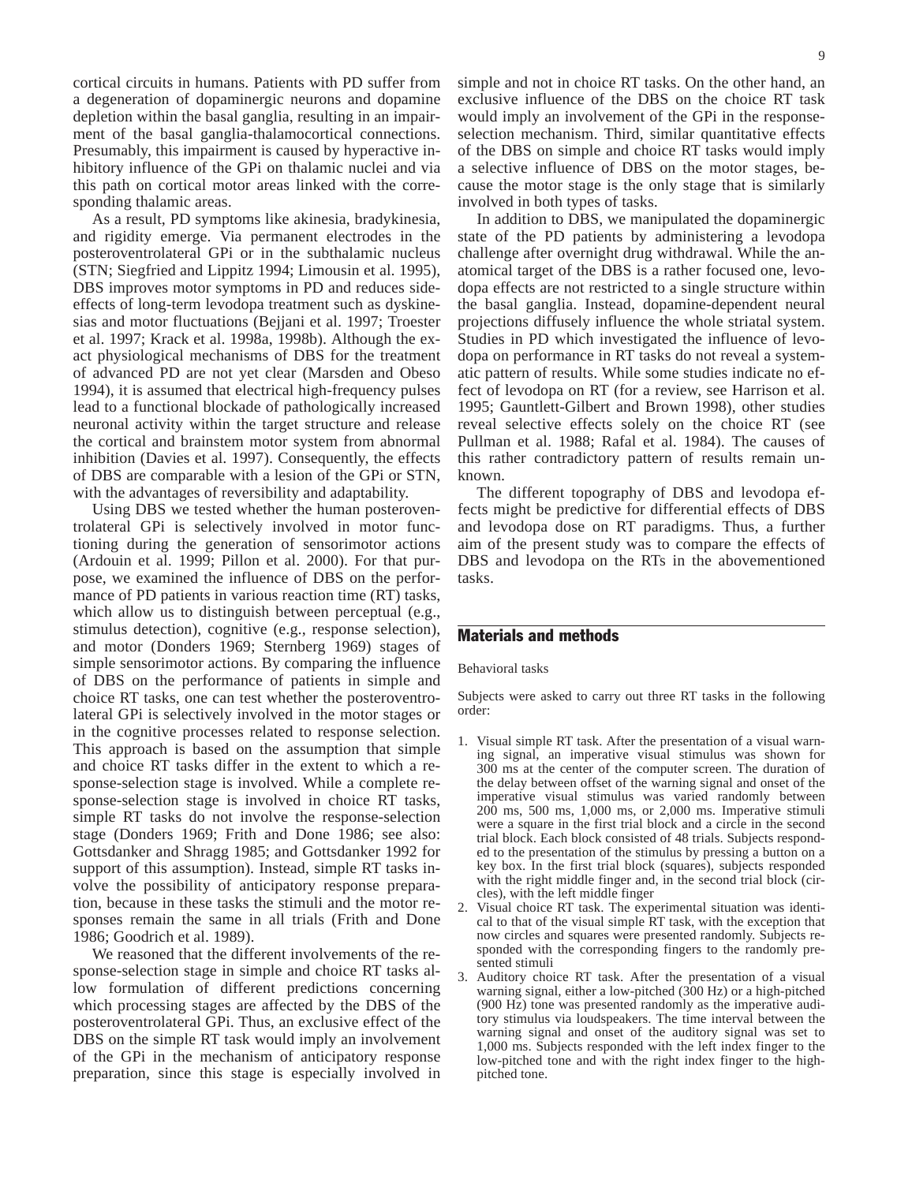cortical circuits in humans. Patients with PD suffer from a degeneration of dopaminergic neurons and dopamine depletion within the basal ganglia, resulting in an impairment of the basal ganglia-thalamocortical connections. Presumably, this impairment is caused by hyperactive inhibitory influence of the GPi on thalamic nuclei and via this path on cortical motor areas linked with the corresponding thalamic areas.

As a result, PD symptoms like akinesia, bradykinesia, and rigidity emerge. Via permanent electrodes in the posteroventrolateral GPi or in the subthalamic nucleus (STN; Siegfried and Lippitz 1994; Limousin et al. 1995), DBS improves motor symptoms in PD and reduces side-effects of long-term levodopa treatment such as dyskinesias and motor fluctuations (Bejjani et al. 1997; Troester et al. 1997; Krack et al. 1998a, 1998b). Although the exact physiological mechanisms of DBS for the treatment of advanced PD are not yet clear (Marsden and Obeso 1994), it is assumed that electrical high-frequency pulses lead to a functional blockade of pathologically increased neuronal activity within the target structure and release the cortical and brainstem motor system from abnormal inhibition (Davies et al. 1997). Consequently, the effects of DBS are comparable with a lesion of the GPi or STN, with the advantages of reversibility and adaptability.

Using DBS we tested whether the human posteroventrolateral GPi is selectively involved in motor functioning during the generation of sensorimotor actions (Ardouin et al. 1999; Pillon et al. 2000). For that purpose, we examined the influence of DBS on the performance of PD patients in various reaction time (RT) tasks, which allow us to distinguish between perceptual (e.g., stimulus detection), cognitive (e.g., response selection), and motor (Donders 1969; Sternberg 1969) stages of simple sensorimotor actions. By comparing the influence of DBS on the performance of patients in simple and choice RT tasks, one can test whether the posteroventrolateral GPi is selectively involved in the motor stages or in the cognitive processes related to response selection. This approach is based on the assumption that simple and choice RT tasks differ in the extent to which a response-selection stage is involved. While a complete response-selection stage is involved in choice RT tasks, simple RT tasks do not involve the response-selection stage (Donders 1969; Frith and Done 1986; see also: Gottsdanker and Shragg 1985; and Gottsdanker 1992 for support of this assumption). Instead, simple RT tasks involve the possibility of anticipatory response preparation, because in these tasks the stimuli and the motor responses remain the same in all trials (Frith and Done 1986; Goodrich et al. 1989).

We reasoned that the different involvements of the response-selection stage in simple and choice RT tasks allow formulation of different predictions concerning which processing stages are affected by the DBS of the posteroventrolateral GPi. Thus, an exclusive effect of the DBS on the simple RT task would imply an involvement of the GPi in the mechanism of anticipatory response preparation, since this stage is especially involved in simple and not in choice RT tasks. On the other hand, an exclusive influence of the DBS on the choice RT task would imply an involvement of the GPi in the response-selection mechanism. Third, similar quantitative effects of the DBS on simple and choice RT tasks would imply a selective influence of DBS on the motor stages, because the motor stage is the only stage that is similarly involved in both types of tasks.

In addition to DBS, we manipulated the dopaminergic state of the PD patients by administering a levodopa challenge after overnight drug withdrawal. While the anatomical target of the DBS is a rather focused one, levodopa effects are not restricted to a single structure within the basal ganglia. Instead, dopamine-dependent neural projections diffusely influence the whole striatal system. Studies in PD which investigated the influence of levodopa on performance in RT tasks do not reveal a systematic pattern of results. While some studies indicate no effect of levodopa on RT (for a review, see Harrison et al. 1995; Gauntlett-Gilbert and Brown 1998), other studies reveal selective effects solely on the choice RT (see Pullman et al. 1988; Rafal et al. 1984). The causes of this rather contradictory pattern of results remain unknown.

The different topography of DBS and levodopa effects might be predictive for differential effects of DBS and levodopa dose on RT paradigms. Thus, a further aim of the present study was to compare the effects of DBS and levodopa on the RTs in the abovementioned tasks.

## Materials and methods

### Behavioral tasks

Subjects were asked to carry out three RT tasks in the following order:

1. Visual simple RT task. After the presentation of a visual warning signal, an imperative visual stimulus was shown for 300 ms at the center of the computer screen. The duration of the delay between offset of the warning signal and onset of the imperative visual stimulus was varied randomly between 200 ms, 500 ms, 1,000 ms, or 2,000 ms. Imperative stimuli were a square in the first trial block and a circle in the second trial block. Each block consisted of 48 trials. Subjects responded to the presentation of the stimulus by pressing a button on a key box. In the first trial block (squares), subjects responded with the right middle finger and, in the second trial block (circles), with the left middle finger
2. Visual choice RT task. The experimental situation was identical to that of the visual simple RT task, with the exception that now circles and squares were presented randomly. Subjects responded with the corresponding fingers to the randomly presented stimuli
3. Auditory choice RT task. After the presentation of a visual warning signal, either a low-pitched (300 Hz) or a high-pitched (900 Hz) tone was presented randomly as the imperative auditory stimulus via loudspeakers. The time interval between the warning signal and onset of the auditory signal was set to 1,000 ms. Subjects responded with the left index finger to the low-pitched tone and with the right index finger to the high-pitched tone.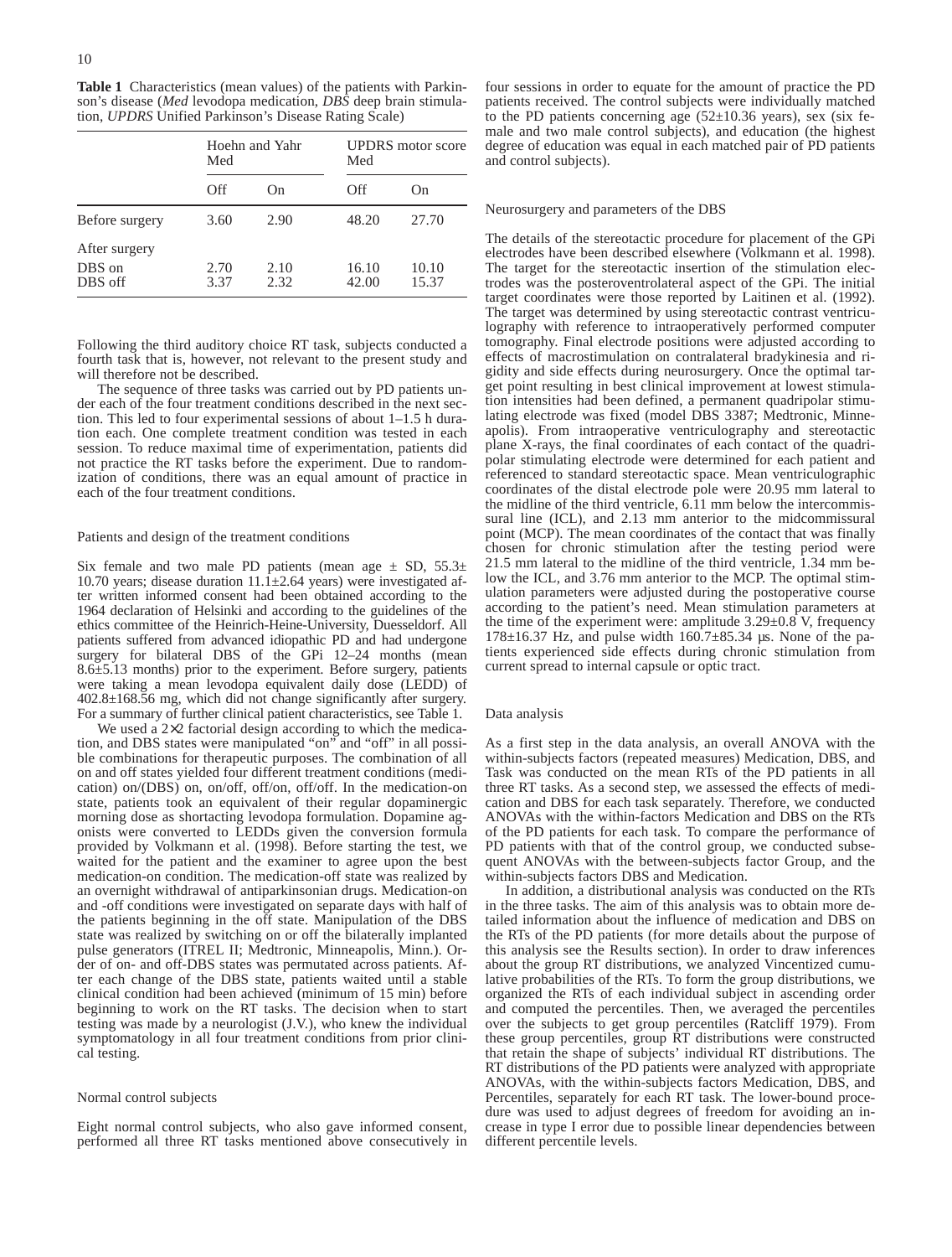**Table 1** Characteristics (mean values) of the patients with Parkinson's disease (*Med* levodopa medication, *DBS* deep brain stimulation, *UPDRS* Unified Parkinson's Disease Rating Scale)

| | Hoehn and Yahr Med | | UPDRS motor score Med | |
|---|---|---|---|---|
| | Off | On | Off | On |
| Before surgery | 3.60 | 2.90 | 48.20 | 27.70 |
| After surgery | | | | |
| DBS on | 2.70 | 2.10 | 16.10 | 10.10 |
| DBS off | 3.37 | 2.32 | 42.00 | 15.37 |

Following the third auditory choice RT task, subjects conducted a fourth task that is, however, not relevant to the present study and will therefore not be described.

The sequence of three tasks was carried out by PD patients under each of the four treatment conditions described in the next section. This led to four experimental sessions of about 1–1.5 h duration each. One complete treatment condition was tested in each session. To reduce maximal time of experimentation, patients did not practice the RT tasks before the experiment. Due to randomization of conditions, there was an equal amount of practice in each of the four treatment conditions.

## Patients and design of the treatment conditions

Six female and two male PD patients (mean age ± SD, 55.3±10.70 years; disease duration 11.1±2.64 years) were investigated after written informed consent had been obtained according to the 1964 declaration of Helsinki and according to the guidelines of the ethics committee of the Heinrich-Heine-University, Duesseldorf. All patients suffered from advanced idiopathic PD and had undergone surgery for bilateral DBS of the GPi 12–24 months (mean 8.6±5.13 months) prior to the experiment. Before surgery, patients were taking a mean levodopa equivalent daily dose (LEDD) of 402.8±168.56 mg, which did not change significantly after surgery. For a summary of further clinical patient characteristics, see Table 1.

We used a 2×2 factorial design according to which the medication, and DBS states were manipulated "on" and "off" in all possible combinations for therapeutic purposes. The combination of all on and off states yielded four different treatment conditions (medication) on/(DBS) on, on/off, off/on, off/off. In the medication-on state, patients took an equivalent of their regular dopaminergic morning dose as shortacting levodopa formulation. Dopamine agonists were converted to LEDDs given the conversion formula provided by Volkmann et al. (1998). Before starting the test, we waited for the patient and the examiner to agree upon the best medication-on condition. The medication-off state was realized by an overnight withdrawal of antiparkinsonian drugs. Medication-on and -off conditions were investigated on separate days with half of the patients beginning in the off state. Manipulation of the DBS state was realized by switching on or off the bilaterally implanted pulse generators (ITREL II; Medtronic, Minneapolis, Minn.). Order of on- and off-DBS states was permutated across patients. After each change of the DBS state, patients waited until a stable clinical condition had been achieved (minimum of 15 min) before beginning to work on the RT tasks. The decision when to start testing was made by a neurologist (J.V.), who knew the individual symptomatology in all four treatment conditions from prior clinical testing.

## Normal control subjects

Eight normal control subjects, who also gave informed consent, performed all three RT tasks mentioned above consecutively in four sessions in order to equate for the amount of practice the PD patients received. The control subjects were individually matched to the PD patients concerning age (52±10.36 years), sex (six female and two male control subjects), and education (the highest degree of education was equal in each matched pair of PD patients and control subjects).

## Neurosurgery and parameters of the DBS

The details of the stereotactic procedure for placement of the GPi electrodes have been described elsewhere (Volkmann et al. 1998). The target for the stereotactic insertion of the stimulation electrodes was the posteroventrolateral aspect of the GPi. The initial target coordinates were those reported by Laitinen et al. (1992). The target was determined by using stereotactic contrast ventriculography with reference to intraoperatively performed computer tomography. Final electrode positions were adjusted according to effects of macrostimulation on contralateral bradykinesia and rigidity and side effects during neurosurgery. Once the optimal target point resulting in best clinical improvement at lowest stimulation intensities had been defined, a permanent quadripolar stimulating electrode was fixed (model DBS 3387; Medtronic, Minneapolis). From intraoperative ventriculography and stereotactic plane X-rays, the final coordinates of each contact of the quadripolar stimulating electrode were determined for each patient and referenced to standard stereotactic space. Mean ventriculographic coordinates of the distal electrode pole were 20.95 mm lateral to the midline of the third ventricle, 6.11 mm below the intercommissural line (ICL), and 2.13 mm anterior to the midcommissural point (MCP). The mean coordinates of the contact that was finally chosen for chronic stimulation after the testing period were 21.5 mm lateral to the midline of the third ventricle, 1.34 mm below the ICL, and 3.76 mm anterior to the MCP. The optimal stimulation parameters were adjusted during the postoperative course according to the patient's need. Mean stimulation parameters at the time of the experiment were: amplitude 3.29±0.8 V, frequency 178±16.37 Hz, and pulse width 160.7±85.34 μs. None of the patients experienced side effects during chronic stimulation from current spread to internal capsule or optic tract.

## Data analysis

As a first step in the data analysis, an overall ANOVA with the within-subjects factors (repeated measures) Medication, DBS, and Task was conducted on the mean RTs of the PD patients in all three RT tasks. As a second step, we assessed the effects of medication and DBS for each task separately. Therefore, we conducted ANOVAs with the within-factors Medication and DBS on the RTs of the PD patients for each task. To compare the performance of PD patients with that of the control group, we conducted subsequent ANOVAs with the between-subjects factor Group, and the within-subjects factors DBS and Medication.

In addition, a distributional analysis was conducted on the RTs in the three tasks. The aim of this analysis was to obtain more detailed information about the influence of medication and DBS on the RTs of the PD patients (for more details about the purpose of this analysis see the Results section). In order to draw inferences about the group RT distributions, we analyzed Vincentized cumulative probabilities of the RTs. To form the group distributions, we organized the RTs of each individual subject in ascending order and computed the percentiles. Then, we averaged the percentiles over the subjects to get group percentiles (Ratcliff 1979). From these group percentiles, group RT distributions were constructed that retain the shape of subjects' individual RT distributions. The RT distributions of the PD patients were analyzed with appropriate ANOVAs, with the within-subjects factors Medication, DBS, and Percentiles, separately for each RT task. The lower-bound procedure was used to adjust degrees of freedom for avoiding an increase in type I error due to possible linear dependencies between different percentile levels.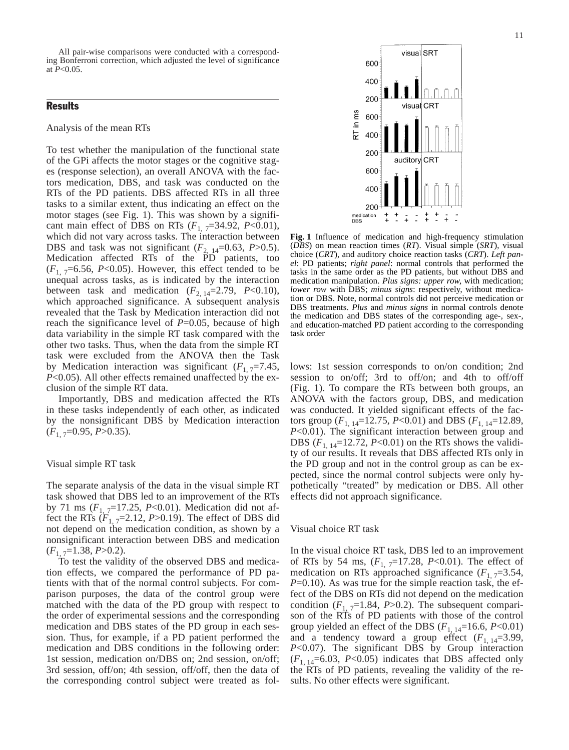All pair-wise comparisons were conducted with a corresponding Bonferroni correction, which adjusted the level of significance at $P<0.05$.

## Results

### Analysis of the mean RTs

To test whether the manipulation of the functional state of the GPi affects the motor stages or the cognitive stages (response selection), an overall ANOVA with the factors medication, DBS, and task was conducted on the RTs of the PD patients. DBS affected RTs in all three tasks to a similar extent, thus indicating an effect on the motor stages (see Fig. 1). This was shown by a significant main effect of DBS on RTs ($F_{1,7}$=34.92, $P<0.01$), which did not vary across tasks. The interaction between DBS and task was not significant ($F_{2,14}$=0.63, $P>0.5$). Medication affected RTs of the PD patients, too ($F_{1,7}$=6.56, $P<0.05$). However, this effect tended to be unequal across tasks, as is indicated by the interaction between task and medication ($F_{2,14}$=2.79, $P<0.10$), which approached significance. A subsequent analysis revealed that the Task by Medication interaction did not reach the significance level of $P$=0.05, because of high data variability in the simple RT task compared with the other two tasks. Thus, when the data from the simple RT task were excluded from the ANOVA then the Task by Medication interaction was significant ($F_{1,7}$=7.45, $P<0.05$). All other effects remained unaffected by the exclusion of the simple RT data.

Importantly, DBS and medication affected the RTs in these tasks independently of each other, as indicated by the nonsignificant DBS by Medication interaction ($F_{1,7}$=0.95, $P>0.35$).

### Visual simple RT task

The separate analysis of the data in the visual simple RT task showed that DBS led to an improvement of the RTs by 71 ms ($F_{1,7}$=17.25, $P<0.01$). Medication did not affect the RTs ($F_{1,7}$=2.12, $P>0.19$). The effect of DBS did not depend on the medication condition, as shown by a nonsignificant interaction between DBS and medication ($F_{1,7}$=1.38, $P>0.2$).

To test the validity of the observed DBS and medication effects, we compared the performance of PD patients with that of the normal control subjects. For comparison purposes, the data of the control group were matched with the data of the PD group with respect to the order of experimental sessions and the corresponding medication and DBS states of the PD group in each session. Thus, for example, if a PD patient performed the medication and DBS conditions in the following order: 1st session, medication on/DBS on; 2nd session, on/off; 3rd session, off/on; 4th session, off/off, then the data of the corresponding control subject were treated as follows: 1st session corresponds to on/on condition; 2nd session to on/off; 3rd to off/on; and 4th to off/off (Fig. 1). To compare the RTs between both groups, an ANOVA with the factors group, DBS, and medication was conducted. It yielded significant effects of the factors group ($F_{1,14}$=12.75, $P<0.01$) and DBS ($F_{1,14}$=12.89, $P<0.01$). The significant interaction between group and DBS ($F_{1,14}$=12.72, $P<0.01$) on the RTs shows the validity of our results. It reveals that DBS affected RTs only in the PD group and not in the control group as can be expected, since the normal control subjects were only hypothetically "treated" by medication or DBS. All other effects did not approach significance.

**Fig. 1** Influence of medication and high-frequency stimulation (*DBS*) on mean reaction times (*RT*). Visual simple (*SRT*), visual choice (*CRT*), and auditory choice reaction tasks (*CRT*). *Left panel*: PD patients; *right panel*: normal controls that performed the tasks in the same order as the PD patients, but without DBS and medication manipulation. *Plus signs: upper row*, with medication; *lower row* with DBS; *minus signs*: respectively, without medication or DBS. Note, normal controls did not perceive medication or DBS treatments. *Plus* and *minus signs* in normal controls denote the medication and DBS states of the corresponding age-, sex-, and education-matched PD patient according to the corresponding task order

### Visual choice RT task

In the visual choice RT task, DBS led to an improvement of RTs by 54 ms, ($F_{1,7}$=17.28, $P<0.01$). The effect of medication on RTs approached significance ($F_{1,7}$=3.54, $P$=0.10). As was true for the simple reaction task, the effect of the DBS on RTs did not depend on the medication condition ($F_{1,7}$=1.84, $P>0.2$). The subsequent comparison of the RTs of PD patients with those of the control group yielded an effect of the DBS ($F_{1,14}$=16.6, $P<0.01$) and a tendency toward a group effect ($F_{1,14}$=3.99, $P<0.07$). The significant DBS by Group interaction ($F_{1,14}$=6.03, $P<0.05$) indicates that DBS affected only the RTs of PD patients, revealing the validity of the results. No other effects were significant.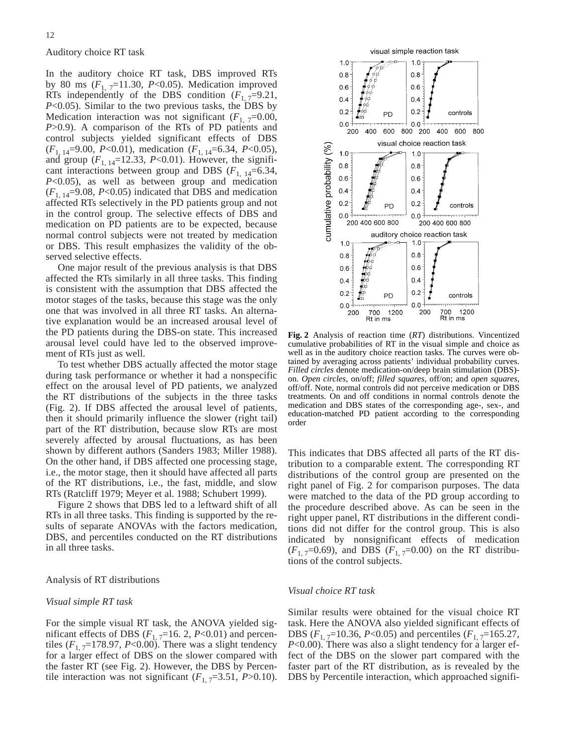Auditory choice RT task

In the auditory choice RT task, DBS improved RTs by 80 ms ($F_{1, 7}$=11.30, $P$<0.05). Medication improved RTs independently of the DBS condition ($F_{1, 7}$=9.21, $P$<0.05). Similar to the two previous tasks, the DBS by Medication interaction was not significant ($F_{1, 7}$=0.00, $P$>0.9). A comparison of the RTs of PD patients and control subjects yielded significant effects of DBS ($F_{1, 14}$=9.00, $P$<0.01), medication ($F_{1, 14}$=6.34, $P$<0.05), and group ($F_{1, 14}$=12.33, $P$<0.01). However, the significant interactions between group and DBS ($F_{1, 14}$=6.34, $P$<0.05), as well as between group and medication ($F_{1, 14}$=9.08, $P$<0.05) indicated that DBS and medication affected RTs selectively in the PD patients group and not in the control group. The selective effects of DBS and medication on PD patients are to be expected, because normal control subjects were not treated by medication or DBS. This result emphasizes the validity of the observed selective effects.

One major result of the previous analysis is that DBS affected the RTs similarly in all three tasks. This finding is consistent with the assumption that DBS affected the motor stages of the tasks, because this stage was the only one that was involved in all three RT tasks. An alternative explanation would be an increased arousal level of the PD patients during the DBS-on state. This increased arousal level could have led to the observed improvement of RTs just as well.

To test whether DBS actually affected the motor stage during task performance or whether it had a nonspecific effect on the arousal level of PD patients, we analyzed the RT distributions of the subjects in the three tasks (Fig. 2). If DBS affected the arousal level of patients, then it should primarily influence the slower (right tail) part of the RT distribution, because slow RTs are most severely affected by arousal fluctuations, as has been shown by different authors (Sanders 1983; Miller 1988). On the other hand, if DBS affected one processing stage, i.e., the motor stage, then it should have affected all parts of the RT distributions, i.e., the fast, middle, and slow RTs (Ratcliff 1979; Meyer et al. 1988; Schubert 1999).

Figure 2 shows that DBS led to a leftward shift of all RTs in all three tasks. This finding is supported by the results of separate ANOVAs with the factors medication, DBS, and percentiles conducted on the RT distributions in all three tasks.

Analysis of RT distributions

*Visual simple RT task*

For the simple visual RT task, the ANOVA yielded significant effects of DBS ($F_{1, 7}$=16. 2, $P$<0.01) and percentiles ($F_{1, 7}$=178.97, $P$<0.00). There was a slight tendency for a larger effect of DBS on the slower compared with the faster RT (see Fig. 2). However, the DBS by Percentile interaction was not significant ($F_{1, 7}$=3.51, $P$>0.10).

**Fig. 2** Analysis of reaction time (*RT*) distributions. Vincentized cumulative probabilities of RT in the visual simple and choice as well as in the auditory choice reaction tasks. The curves were obtained by averaging across patients' individual probability curves. *Filled circles* denote medication-on/deep brain stimulation (DBS)-on. *Open circles*, on/off; *filled squares*, off/on; and *open squares*, off/off. Note, normal controls did not perceive medication or DBS treatments. On and off conditions in normal controls denote the medication and DBS states of the corresponding age-, sex-, and education-matched PD patient according to the corresponding order

This indicates that DBS affected all parts of the RT distribution to a comparable extent. The corresponding RT distributions of the control group are presented on the right panel of Fig. 2 for comparison purposes. The data were matched to the data of the PD group according to the procedure described above. As can be seen in the right upper panel, RT distributions in the different conditions did not differ for the control group. This is also indicated by nonsignificant effects of medication ($F_{1, 7}$=0.69), and DBS ($F_{1, 7}$=0.00) on the RT distributions of the control subjects.

*Visual choice RT task*

Similar results were obtained for the visual choice RT task. Here the ANOVA also yielded significant effects of DBS ($F_{1, 7}$=10.36, $P$<0.05) and percentiles ($F_{1, 7}$=165.27, $P$<0.00). There was also a slight tendency for a larger effect of the DBS on the slower part compared with the faster part of the RT distribution, as is revealed by the DBS by Percentile interaction, which approached signifi-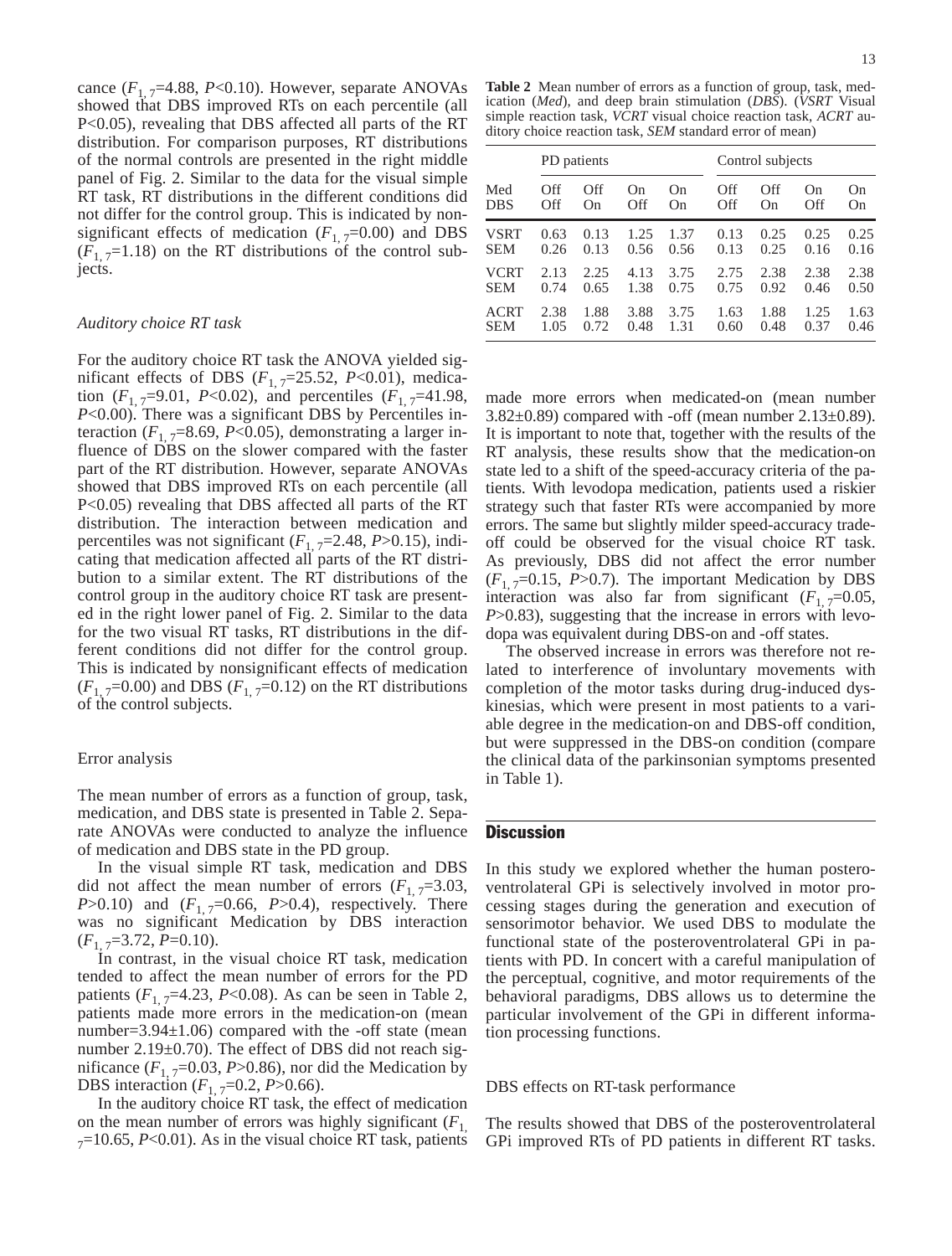cance ($F_{1,7}$=4.88, $P$<0.10). However, separate ANOVAs showed that DBS improved RTs on each percentile (all P<0.05), revealing that DBS affected all parts of the RT distribution. For comparison purposes, RT distributions of the normal controls are presented in the right middle panel of Fig. 2. Similar to the data for the visual simple RT task, RT distributions in the different conditions did not differ for the control group. This is indicated by nonsignificant effects of medication ($F_{1,7}$=0.00) and DBS ($F_{1,7}$=1.18) on the RT distributions of the control subjects.

### *Auditory choice RT task*

For the auditory choice RT task the ANOVA yielded significant effects of DBS ($F_{1,7}$=25.52, $P$<0.01), medication ($F_{1,7}$=9.01, $P$<0.02), and percentiles ($F_{1,7}$=41.98, $P$<0.00). There was a significant DBS by Percentiles interaction ($F_{1,7}$=8.69, $P$<0.05), demonstrating a larger influence of DBS on the slower compared with the faster part of the RT distribution. However, separate ANOVAs showed that DBS improved RTs on each percentile (all P<0.05) revealing that DBS affected all parts of the RT distribution. The interaction between medication and percentiles was not significant ($F_{1,7}$=2.48, $P$>0.15), indicating that medication affected all parts of the RT distribution to a similar extent. The RT distributions of the control group in the auditory choice RT task are presented in the right lower panel of Fig. 2. Similar to the data for the two visual RT tasks, RT distributions in the different conditions did not differ for the control group. This is indicated by nonsignificant effects of medication ($F_{1,7}$=0.00) and DBS ($F_{1,7}$=0.12) on the RT distributions of the control subjects.

### Error analysis

The mean number of errors as a function of group, task, medication, and DBS state is presented in Table 2. Separate ANOVAs were conducted to analyze the influence of medication and DBS state in the PD group.

In the visual simple RT task, medication and DBS did not affect the mean number of errors ($F_{1,7}$=3.03, $P$>0.10) and ($F_{1,7}$=0.66, $P$>0.4), respectively. There was no significant Medication by DBS interaction ($F_{1,7}$=3.72, $P$=0.10).

In contrast, in the visual choice RT task, medication tended to affect the mean number of errors for the PD patients ($F_{1,7}$=4.23, $P$<0.08). As can be seen in Table 2, patients made more errors in the medication-on (mean number=3.94±1.06) compared with the -off state (mean number 2.19±0.70). The effect of DBS did not reach significance ($F_{1,7}$=0.03, $P$>0.86), nor did the Medication by DBS interaction ($F_{1,7}$=0.2, $P$>0.66).

In the auditory choice RT task, the effect of medication on the mean number of errors was highly significant ($F_{1,7}$=10.65, $P$<0.01). As in the visual choice RT task, patients made more errors when medicated-on (mean number 3.82±0.89) compared with -off (mean number 2.13±0.89). It is important to note that, together with the results of the RT analysis, these results show that the medication-on state led to a shift of the speed-accuracy criteria of the patients. With levodopa medication, patients used a riskier strategy such that faster RTs were accompanied by more errors. The same but slightly milder speed-accuracy tradeoff could be observed for the visual choice RT task. As previously, DBS did not affect the error number ($F_{1,7}$=0.15, $P$>0.7). The important Medication by DBS interaction was also far from significant ($F_{1,7}$=0.05, $P$>0.83), suggesting that the increase in errors with levodopa was equivalent during DBS-on and -off states.

The observed increase in errors was therefore not related to interference of involuntary movements with completion of the motor tasks during drug-induced dyskinesias, which were present in most patients to a variable degree in the medication-on and DBS-off condition, but were suppressed in the DBS-on condition (compare the clinical data of the parkinsonian symptoms presented in Table 1).

**Table 2** Mean number of errors as a function of group, task, medication (*Med*), and deep brain stimulation (*DBS*). (*VSRT* Visual simple reaction task, *VCRT* visual choice reaction task, *ACRT* auditory choice reaction task, *SEM* standard error of mean)

| | PD patients | | | | Control subjects | | | |
|---|---|---|---|---|---|---|---|---|
| Med | Off | Off | On | On | Off | Off | On | On |
| DBS | Off | On | Off | On | Off | On | Off | On |
| VSRT | 0.63 | 0.13 | 1.25 | 1.37 | 0.13 | 0.25 | 0.25 | 0.25 |
| SEM | 0.26 | 0.13 | 0.56 | 0.56 | 0.13 | 0.25 | 0.16 | 0.16 |
| VCRT | 2.13 | 2.25 | 4.13 | 3.75 | 2.75 | 2.38 | 2.38 | 2.38 |
| SEM | 0.74 | 0.65 | 1.38 | 0.75 | 0.75 | 0.92 | 0.46 | 0.50 |
| ACRT | 2.38 | 1.88 | 3.88 | 3.75 | 1.63 | 1.88 | 1.25 | 1.63 |
| SEM | 1.05 | 0.72 | 0.48 | 1.31 | 0.60 | 0.48 | 0.37 | 0.46 |

## Discussion

In this study we explored whether the human posteroventrolateral GPi is selectively involved in motor processing stages during the generation and execution of sensorimotor behavior. We used DBS to modulate the functional state of the posteroventrolateral GPi in patients with PD. In concert with a careful manipulation of the perceptual, cognitive, and motor requirements of the behavioral paradigms, DBS allows us to determine the particular involvement of the GPi in different information processing functions.

### DBS effects on RT-task performance

The results showed that DBS of the posteroventrolateral GPi improved RTs of PD patients in different RT tasks.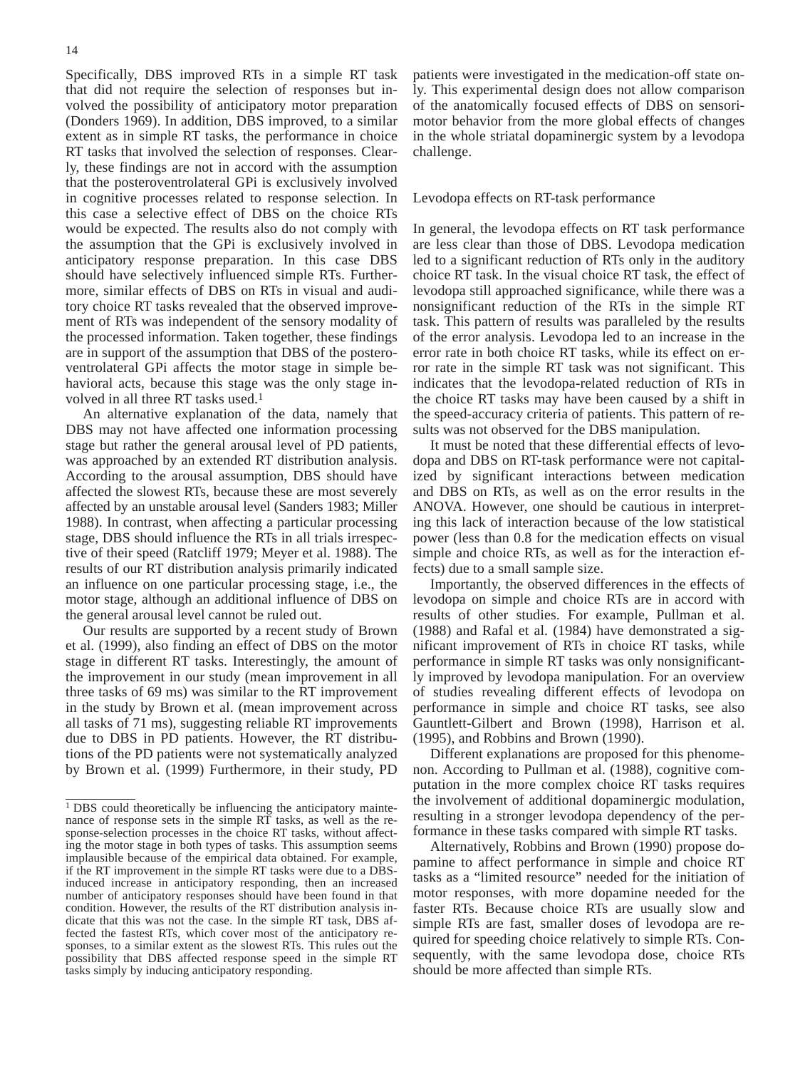Specifically, DBS improved RTs in a simple RT task that did not require the selection of responses but involved the possibility of anticipatory motor preparation (Donders 1969). In addition, DBS improved, to a similar extent as in simple RT tasks, the performance in choice RT tasks that involved the selection of responses. Clearly, these findings are not in accord with the assumption that the posteroventrolateral GPi is exclusively involved in cognitive processes related to response selection. In this case a selective effect of DBS on the choice RTs would be expected. The results also do not comply with the assumption that the GPi is exclusively involved in anticipatory response preparation. In this case DBS should have selectively influenced simple RTs. Furthermore, similar effects of DBS on RTs in visual and auditory choice RT tasks revealed that the observed improvement of RTs was independent of the sensory modality of the processed information. Taken together, these findings are in support of the assumption that DBS of the posteroventrolateral GPi affects the motor stage in simple behavioral acts, because this stage was the only stage involved in all three RT tasks used.[1]

An alternative explanation of the data, namely that DBS may not have affected one information processing stage but rather the general arousal level of PD patients, was approached by an extended RT distribution analysis. According to the arousal assumption, DBS should have affected the slowest RTs, because these are most severely affected by an unstable arousal level (Sanders 1983; Miller 1988). In contrast, when affecting a particular processing stage, DBS should influence the RTs in all trials irrespective of their speed (Ratcliff 1979; Meyer et al. 1988). The results of our RT distribution analysis primarily indicated an influence on one particular processing stage, i.e., the motor stage, although an additional influence of DBS on the general arousal level cannot be ruled out.

Our results are supported by a recent study of Brown et al. (1999), also finding an effect of DBS on the motor stage in different RT tasks. Interestingly, the amount of the improvement in our study (mean improvement in all three tasks of 69 ms) was similar to the RT improvement in the study by Brown et al. (mean improvement across all tasks of 71 ms), suggesting reliable RT improvements due to DBS in PD patients. However, the RT distributions of the PD patients were not systematically analyzed by Brown et al. (1999) Furthermore, in their study, PD patients were investigated in the medication-off state only. This experimental design does not allow comparison of the anatomically focused effects of DBS on sensorimotor behavior from the more global effects of changes in the whole striatal dopaminergic system by a levodopa challenge.

[1] DBS could theoretically be influencing the anticipatory maintenance of response sets in the simple RT tasks, as well as the response-selection processes in the choice RT tasks, without affecting the motor stage in both types of tasks. This assumption seems implausible because of the empirical data obtained. For example, if the RT improvement in the simple RT tasks were due to a DBS-induced increase in anticipatory responding, then an increased number of anticipatory responses should have been found in that condition. However, the results of the RT distribution analysis indicate that this was not the case. In the simple RT task, DBS affected the fastest RTs, which cover most of the anticipatory responses, to a similar extent as the slowest RTs. This rules out the possibility that DBS affected response speed in the simple RT tasks simply by inducing anticipatory responding.

## Levodopa effects on RT-task performance

In general, the levodopa effects on RT task performance are less clear than those of DBS. Levodopa medication led to a significant reduction of RTs only in the auditory choice RT task. In the visual choice RT task, the effect of levodopa still approached significance, while there was a nonsignificant reduction of the RTs in the simple RT task. This pattern of results was paralleled by the results of the error analysis. Levodopa led to an increase in the error rate in both choice RT tasks, while its effect on error rate in the simple RT task was not significant. This indicates that the levodopa-related reduction of RTs in the choice RT tasks may have been caused by a shift in the speed-accuracy criteria of patients. This pattern of results was not observed for the DBS manipulation.

It must be noted that these differential effects of levodopa and DBS on RT-task performance were not capitalized by significant interactions between medication and DBS on RTs, as well as on the error results in the ANOVA. However, one should be cautious in interpreting this lack of interaction because of the low statistical power (less than 0.8 for the medication effects on visual simple and choice RTs, as well as for the interaction effects) due to a small sample size.

Importantly, the observed differences in the effects of levodopa on simple and choice RTs are in accord with results of other studies. For example, Pullman et al. (1988) and Rafal et al. (1984) have demonstrated a significant improvement of RTs in choice RT tasks, while performance in simple RT tasks was only nonsignificantly improved by levodopa manipulation. For an overview of studies revealing different effects of levodopa on performance in simple and choice RT tasks, see also Gauntlett-Gilbert and Brown (1998), Harrison et al. (1995), and Robbins and Brown (1990).

Different explanations are proposed for this phenomenon. According to Pullman et al. (1988), cognitive computation in the more complex choice RT tasks requires the involvement of additional dopaminergic modulation, resulting in a stronger levodopa dependency of the performance in these tasks compared with simple RT tasks.

Alternatively, Robbins and Brown (1990) propose dopamine to affect performance in simple and choice RT tasks as a “limited resource” needed for the initiation of motor responses, with more dopamine needed for the faster RTs. Because choice RTs are usually slow and simple RTs are fast, smaller doses of levodopa are required for speeding choice relatively to simple RTs. Consequently, with the same levodopa dose, choice RTs should be more affected than simple RTs.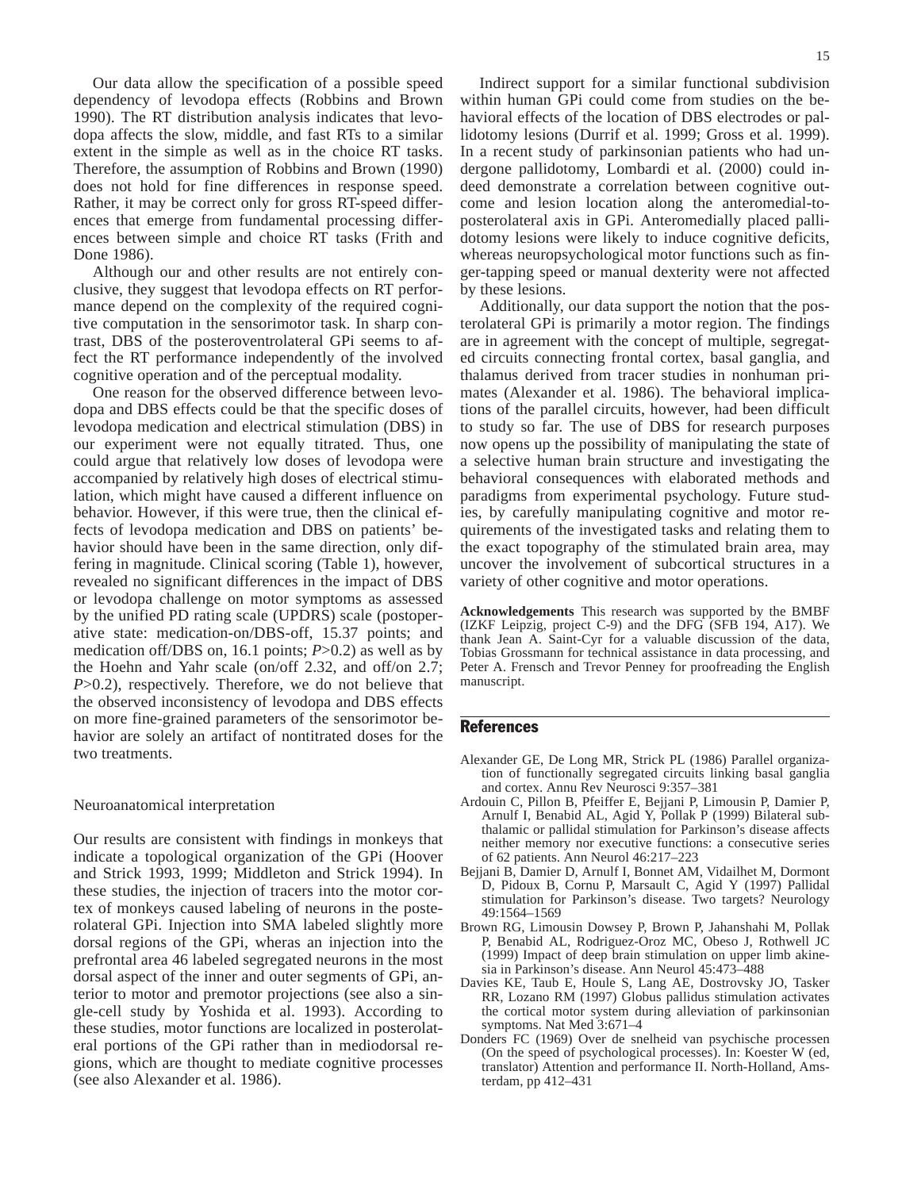Our data allow the specification of a possible speed dependency of levodopa effects (Robbins and Brown 1990). The RT distribution analysis indicates that levodopa affects the slow, middle, and fast RTs to a similar extent in the simple as well as in the choice RT tasks. Therefore, the assumption of Robbins and Brown (1990) does not hold for fine differences in response speed. Rather, it may be correct only for gross RT-speed differences that emerge from fundamental processing differences between simple and choice RT tasks (Frith and Done 1986).

Although our and other results are not entirely conclusive, they suggest that levodopa effects on RT performance depend on the complexity of the required cognitive computation in the sensorimotor task. In sharp contrast, DBS of the posteroventrolateral GPi seems to affect the RT performance independently of the involved cognitive operation and of the perceptual modality.

One reason for the observed difference between levodopa and DBS effects could be that the specific doses of levodopa medication and electrical stimulation (DBS) in our experiment were not equally titrated. Thus, one could argue that relatively low doses of levodopa were accompanied by relatively high doses of electrical stimulation, which might have caused a different influence on behavior. However, if this were true, then the clinical effects of levodopa medication and DBS on patients' behavior should have been in the same direction, only differing in magnitude. Clinical scoring (Table 1), however, revealed no significant differences in the impact of DBS or levodopa challenge on motor symptoms as assessed by the unified PD rating scale (UPDRS) scale (postoperative state: medication-on/DBS-off, 15.37 points; and medication off/DBS on, 16.1 points; $P>0.2$) as well as by the Hoehn and Yahr scale (on/off 2.32, and off/on 2.7; $P>0.2$), respectively. Therefore, we do not believe that the observed inconsistency of levodopa and DBS effects on more fine-grained parameters of the sensorimotor behavior are solely an artifact of nontitrated doses for the two treatments.

### Neuroanatomical interpretation

Our results are consistent with findings in monkeys that indicate a topological organization of the GPi (Hoover and Strick 1993, 1999; Middleton and Strick 1994). In these studies, the injection of tracers into the motor cortex of monkeys caused labeling of neurons in the posterolateral GPi. Injection into SMA labeled slightly more dorsal regions of the GPi, wheras an injection into the prefrontal area 46 labeled segregated neurons in the most dorsal aspect of the inner and outer segments of GPi, anterior to motor and premotor projections (see also a single-cell study by Yoshida et al. 1993). According to these studies, motor functions are localized in posterolateral portions of the GPi rather than in mediodorsal regions, which are thought to mediate cognitive processes (see also Alexander et al. 1986).

Indirect support for a similar functional subdivision within human GPi could come from studies on the behavioral effects of the location of DBS electrodes or pallidotomy lesions (Durrif et al. 1999; Gross et al. 1999). In a recent study of parkinsonian patients who had undergone pallidotomy, Lombardi et al. (2000) could indeed demonstrate a correlation between cognitive outcome and lesion location along the anteromedial-to-posterolateral axis in GPi. Anteromedially placed pallidotomy lesions were likely to induce cognitive deficits, whereas neuropsychological motor functions such as finger-tapping speed or manual dexterity were not affected by these lesions.

Additionally, our data support the notion that the posterolateral GPi is primarily a motor region. The findings are in agreement with the concept of multiple, segregated circuits connecting frontal cortex, basal ganglia, and thalamus derived from tracer studies in nonhuman primates (Alexander et al. 1986). The behavioral implications of the parallel circuits, however, had been difficult to study so far. The use of DBS for research purposes now opens up the possibility of manipulating the state of a selective human brain structure and investigating the behavioral consequences with elaborated methods and paradigms from experimental psychology. Future studies, by carefully manipulating cognitive and motor requirements of the investigated tasks and relating them to the exact topography of the stimulated brain area, may uncover the involvement of subcortical structures in a variety of other cognitive and motor operations.

**Acknowledgements** This research was supported by the BMBF (IZKF Leipzig, project C-9) and the DFG (SFB 194, A17). We thank Jean A. Saint-Cyr for a valuable discussion of the data, Tobias Grossmann for technical assistance in data processing, and Peter A. Frensch and Trevor Penney for proofreading the English manuscript.

## References

Alexander GE, De Long MR, Strick PL (1986) Parallel organization of functionally segregated circuits linking basal ganglia and cortex. Annu Rev Neurosci 9:357–381

Ardouin C, Pillon B, Pfeiffer E, Bejjani P, Limousin P, Damier P, Arnulf I, Benabid AL, Agid Y, Pollak P (1999) Bilateral subthalamic or pallidal stimulation for Parkinson's disease affects neither memory nor executive functions: a consecutive series of 62 patients. Ann Neurol 46:217–223

Bejjani B, Damier D, Arnulf I, Bonnet AM, Vidailhet M, Dormont D, Pidoux B, Cornu P, Marsault C, Agid Y (1997) Pallidal stimulation for Parkinson's disease. Two targets? Neurology 49:1564–1569

Brown RG, Limousin Dowsey P, Brown P, Jahanshahi M, Pollak P, Benabid AL, Rodriguez-Oroz MC, Obeso J, Rothwell JC (1999) Impact of deep brain stimulation on upper limb akinesia in Parkinson's disease. Ann Neurol 45:473–488

Davies KE, Taub E, Houle S, Lang AE, Dostrovsky JO, Tasker RR, Lozano RM (1997) Globus pallidus stimulation activates the cortical motor system during alleviation of parkinsonian symptoms. Nat Med 3:671–4

Donders FC (1969) Over de snelheid van psychische processen (On the speed of psychological processes). In: Koester W (ed, translator) Attention and performance II. North-Holland, Amsterdam, pp 412–431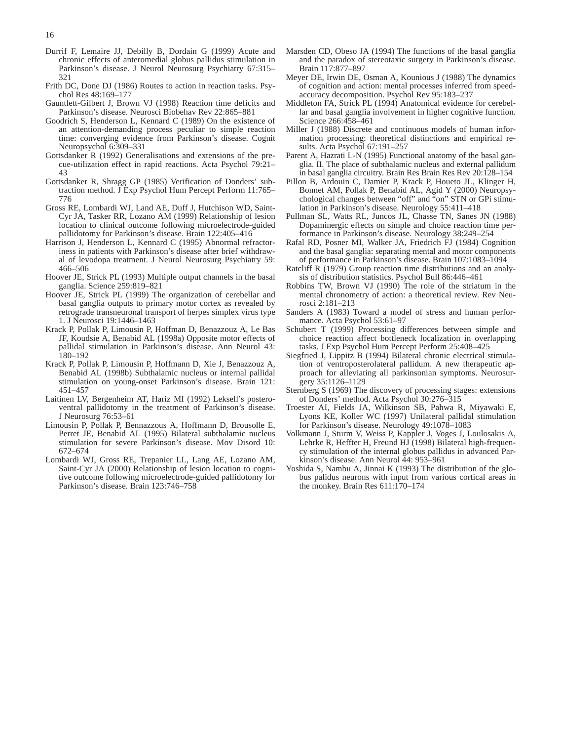Durrif F, Lemaire JJ, Debilly B, Dordain G (1999) Acute and chronic effects of anteromedial globus pallidus stimulation in Parkinson's disease. J Neurol Neurosurg Psychiatry 67:315–321

Frith DC, Done DJ (1986) Routes to action in reaction tasks. Psychol Res 48:169–177

Gauntlett-Gilbert J, Brown VJ (1998) Reaction time deficits and Parkinson's disease. Neurosci Biobehav Rev 22:865–881

Goodrich S, Henderson L, Kennard C (1989) On the existence of an attention-demanding process peculiar to simple reaction time: converging evidence from Parkinson's disease. Cognit Neuropsychol 6:309–331

Gottsdanker R (1992) Generalisations and extensions of the precue-utilization effect in rapid reactions. Acta Psychol 79:21–43

Gottsdanker R, Shragg GP (1985) Verification of Donders' subtraction method. J Exp Psychol Hum Percept Perform 11:765–776

Gross RE, Lombardi WJ, Land AE, Duff J, Hutchison WD, Saint-Cyr JA, Tasker RR, Lozano AM (1999) Relationship of lesion location to clinical outcome following microelectrode-guided pallidotomy for Parkinson's disease. Brain 122:405–416

Harrison J, Henderson L, Kennard C (1995) Abnormal refractoriness in patients with Parkinson's disease after brief withdrawal of levodopa treatment. J Neurol Neurosurg Psychiatry 59: 466–506

Hoover JE, Strick PL (1993) Multiple output channels in the basal ganglia. Science 259:819–821

Hoover JE, Strick PL (1999) The organization of cerebellar and basal ganglia outputs to primary motor cortex as revealed by retrograde transneuronal transport of herpes simplex virus type 1. J Neurosci 19:1446–1463

Krack P, Pollak P, Limousin P, Hoffman D, Benazzouz A, Le Bas JF, Koudsie A, Benabid AL (1998a) Opposite motor effects of pallidal stimulation in Parkinson's disease. Ann Neurol 43: 180–192

Krack P, Pollak P, Limousin P, Hoffmann D, Xie J, Benazzouz A, Benabid AL (1998b) Subthalamic nucleus or internal pallidal stimulation on young-onset Parkinson's disease. Brain 121: 451–457

Laitinen LV, Bergenheim AT, Hariz MI (1992) Leksell's posteroventral pallidotomy in the treatment of Parkinson's disease. J Neurosurg 76:53–61

Limousin P, Pollak P, Bennazzous A, Hoffmann D, Brousolle E, Perret JE, Benabid AL (1995) Bilateral subthalamic nucleus stimulation for severe Parkinson's disease. Mov Disord 10: 672–674

Lombardi WJ, Gross RE, Trepanier LL, Lang AE, Lozano AM, Saint-Cyr JA (2000) Relationship of lesion location to cognitive outcome following microelectrode-guided pallidotomy for Parkinson's disease. Brain 123:746–758

Marsden CD, Obeso JA (1994) The functions of the basal ganglia and the paradox of stereotaxic surgery in Parkinson's disease. Brain 117:877–897

Meyer DE, Irwin DE, Osman A, Kounious J (1988) The dynamics of cognition and action: mental processes inferred from speed-accuracy decomposition. Psychol Rev 95:183–237

Middleton FA, Strick PL (1994) Anatomical evidence for cerebellar and basal ganglia involvement in higher cognitive function. Science 266:458–461

Miller J (1988) Discrete and continuous models of human information processing: theoretical distinctions and empirical results. Acta Psychol 67:191–257

Parent A, Hazrati L-N (1995) Functional anatomy of the basal ganglia. II. The place of subthalamic nucleus and external pallidum in basal ganglia circuitry. Brain Res Brain Res Rev 20:128–154

Pillon B, Ardouin C, Damier P, Krack P, Houeto JL, Klinger H, Bonnet AM, Pollak P, Benabid AL, Agid Y (2000) Neuropsychological changes between "off" and "on" STN or GPi stimulation in Parkinson's disease. Neurology 55:411–418

Pullman SL, Watts RL, Juncos JL, Chasse TN, Sanes JN (1988) Dopaminergic effects on simple and choice reaction time performance in Parkinson's disease. Neurology 38:249–254

Rafal RD, Posner MI, Walker JA, Friedrich FJ (1984) Cognition and the basal ganglia: separating mental and motor components of performance in Parkinson's disease. Brain 107:1083–1094

Ratcliff R (1979) Group reaction time distributions and an analysis of distribution statistics. Psychol Bull 86:446–461

Robbins TW, Brown VJ (1990) The role of the striatum in the mental chronometry of action: a theoretical review. Rev Neurosci 2:181–213

Sanders A (1983) Toward a model of stress and human performance. Acta Psychol 53:61–97

Schubert T (1999) Processing differences between simple and choice reaction affect bottleneck localization in overlapping tasks. J Exp Psychol Hum Percept Perform 25:408–425

Siegfried J, Lippitz B (1994) Bilateral chronic electrical stimulation of ventroposterolateral pallidum. A new therapeutic approach for alleviating all parkinsonian symptoms. Neurosurgery 35:1126–1129

Sternberg S (1969) The discovery of processing stages: extensions of Donders' method. Acta Psychol 30:276–315

Troester AI, Fields JA, Wilkinson SB, Pahwa R, Miyawaki E, Lyons KE, Koller WC (1997) Unilateral pallidal stimulation for Parkinson's disease. Neurology 49:1078–1083

Volkmann J, Sturm V, Weiss P, Kappler J, Voges J, Loulosakis A, Lehrke R, Heffter H, Freund HJ (1998) Bilateral high-frequency stimulation of the internal globus pallidus in advanced Parkinson's disease. Ann Neurol 44: 953–961

Yoshida S, Nambu A, Jinnai K (1993) The distribution of the globus palidus neurons with input from various cortical areas in the monkey. Brain Res 611:170–174